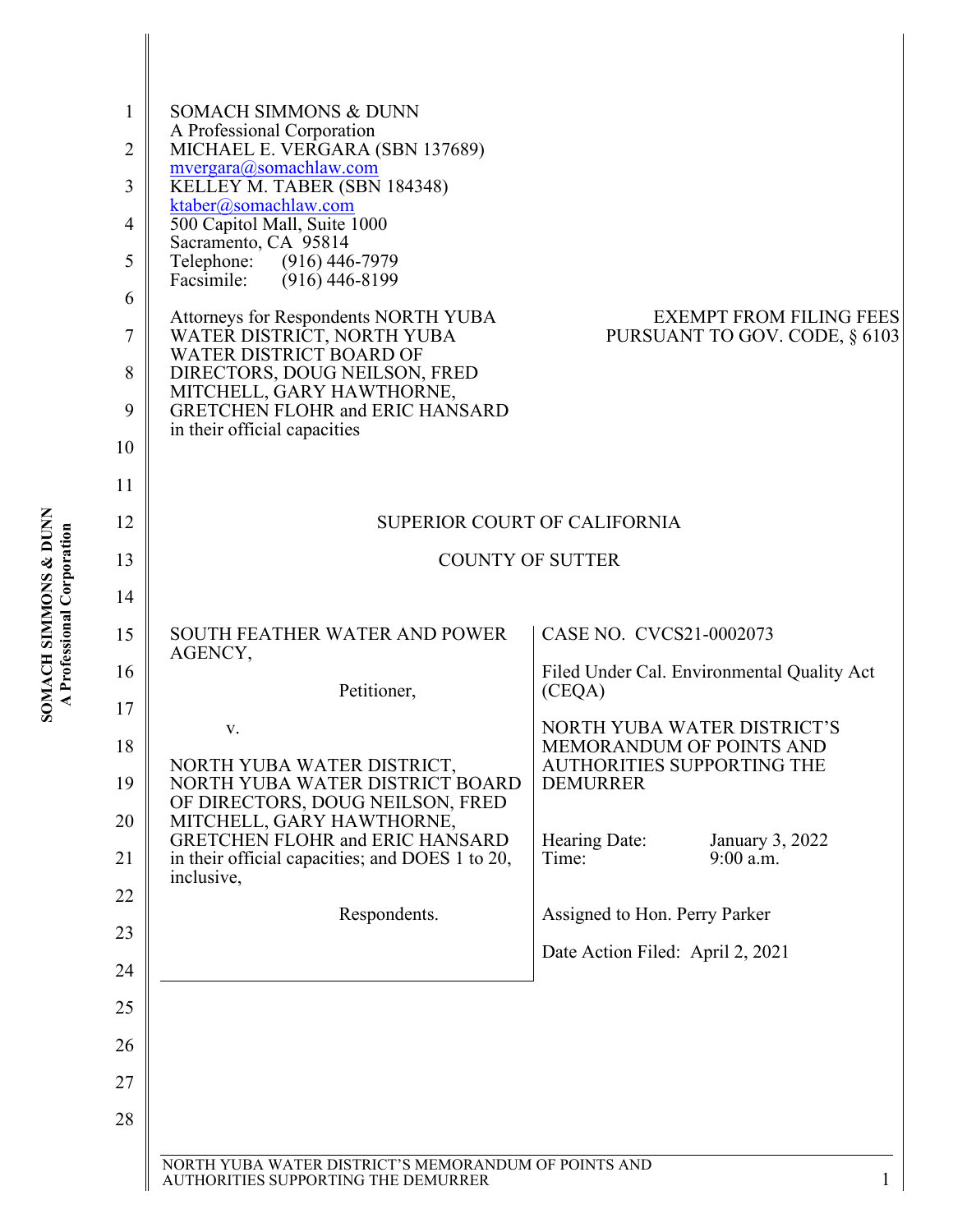SOMACH SIMMONS & DUNN
A Professional Corporation
MICHAEL E. VERGARA (SBN 137689)
mvergara@somachlaw.com
KELLEY M. TABER (SBN 184348)
ktaber@somachlaw.com
500 Capitol Mall, Suite 1000
Sacramento, CA 95814
Telephone: (916) 446-7979
Facsimile: (916) 446-8199

Attorneys for Respondents NORTH YUBA WATER DISTRICT, NORTH YUBA WATER DISTRICT BOARD OF DIRECTORS, DOUG NEILSON, FRED MITCHELL, GARY HAWTHORNE, GRETCHEN FLOHR and ERIC HANSARD in their official capacities

EXEMPT FROM FILING FEES PURSUANT TO GOV. CODE, § 6103

SUPERIOR COURT OF CALIFORNIA

COUNTY OF SUTTER

| | |
|---|---|
| SOUTH FEATHER WATER AND POWER AGENCY,<br><br>Petitioner,<br><br>v.<br><br>NORTH YUBA WATER DISTRICT, NORTH YUBA WATER DISTRICT BOARD OF DIRECTORS, DOUG NEILSON, FRED MITCHELL, GARY HAWTHORNE, GRETCHEN FLOHR and ERIC HANSARD in their official capacities; and DOES 1 to 20, inclusive,<br><br>Respondents. | CASE NO. CVCS21-0002073<br><br>Filed Under Cal. Environmental Quality Act (CEQA)<br><br>NORTH YUBA WATER DISTRICT'S MEMORANDUM OF POINTS AND AUTHORITIES SUPPORTING THE DEMURRER<br><br>Hearing Date: January 3, 2022<br>Time: 9:00 a.m.<br><br>Assigned to Hon. Perry Parker<br><br>Date Action Filed: April 2, 2021 |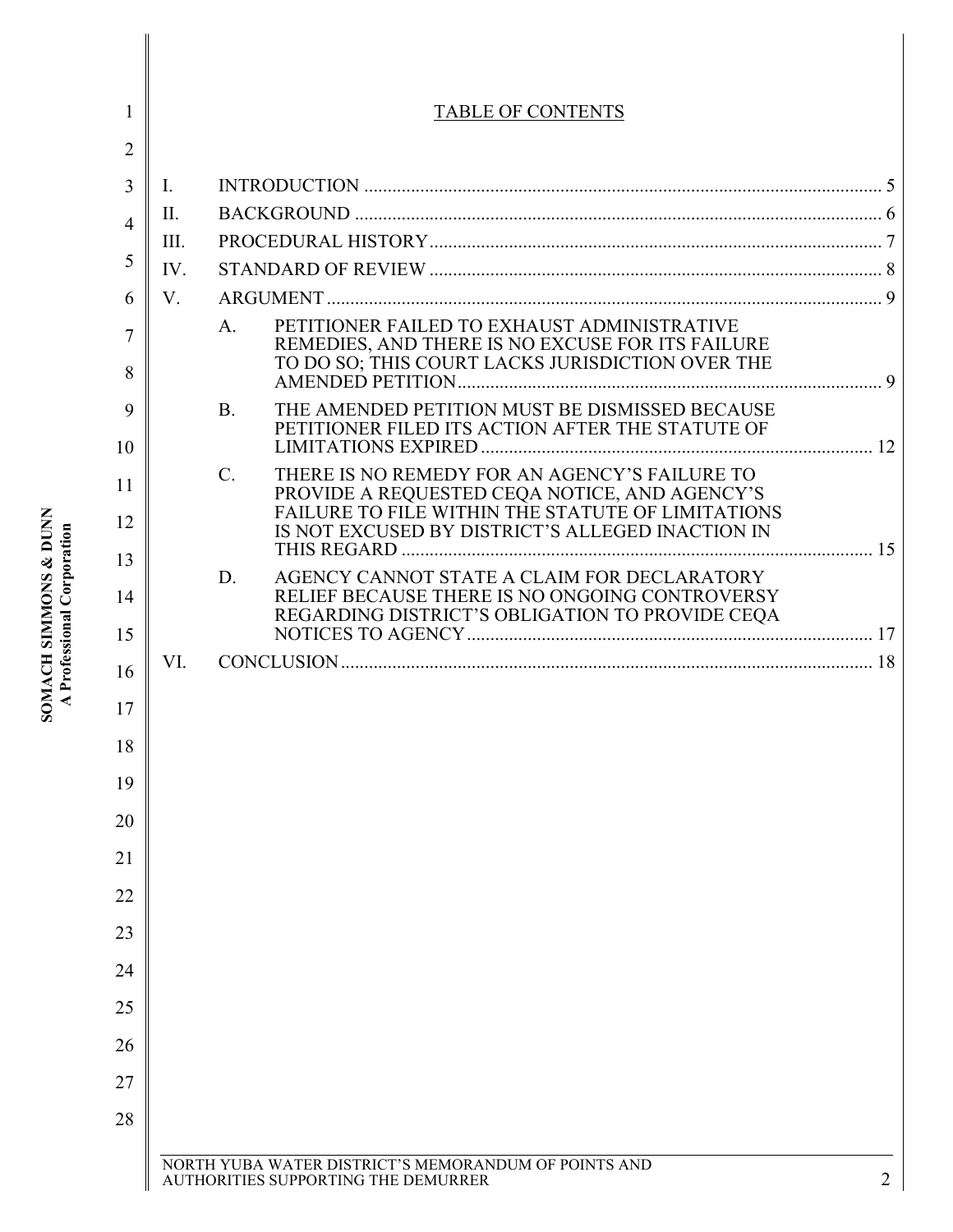# TABLE OF CONTENTS

I. INTRODUCTION ..... 5

II. BACKGROUND ..... 6

III. PROCEDURAL HISTORY ..... 7

IV. STANDARD OF REVIEW ..... 8

V. ARGUMENT ..... 9

- A. PETITIONER FAILED TO EXHAUST ADMINISTRATIVE REMEDIES, AND THERE IS NO EXCUSE FOR ITS FAILURE TO DO SO; THIS COURT LACKS JURISDICTION OVER THE AMENDED PETITION ..... 9
- B. THE AMENDED PETITION MUST BE DISMISSED BECAUSE PETITIONER FILED ITS ACTION AFTER THE STATUTE OF LIMITATIONS EXPIRED ..... 12
- C. THERE IS NO REMEDY FOR AN AGENCY'S FAILURE TO PROVIDE A REQUESTED CEQA NOTICE, AND AGENCY'S FAILURE TO FILE WITHIN THE STATUTE OF LIMITATIONS IS NOT EXCUSED BY DISTRICT'S ALLEGED INACTION IN THIS REGARD ..... 15
- D. AGENCY CANNOT STATE A CLAIM FOR DECLARATORY RELIEF BECAUSE THERE IS NO ONGOING CONTROVERSY REGARDING DISTRICT'S OBLIGATION TO PROVIDE CEQA NOTICES TO AGENCY ..... 17

VI. CONCLUSION ..... 18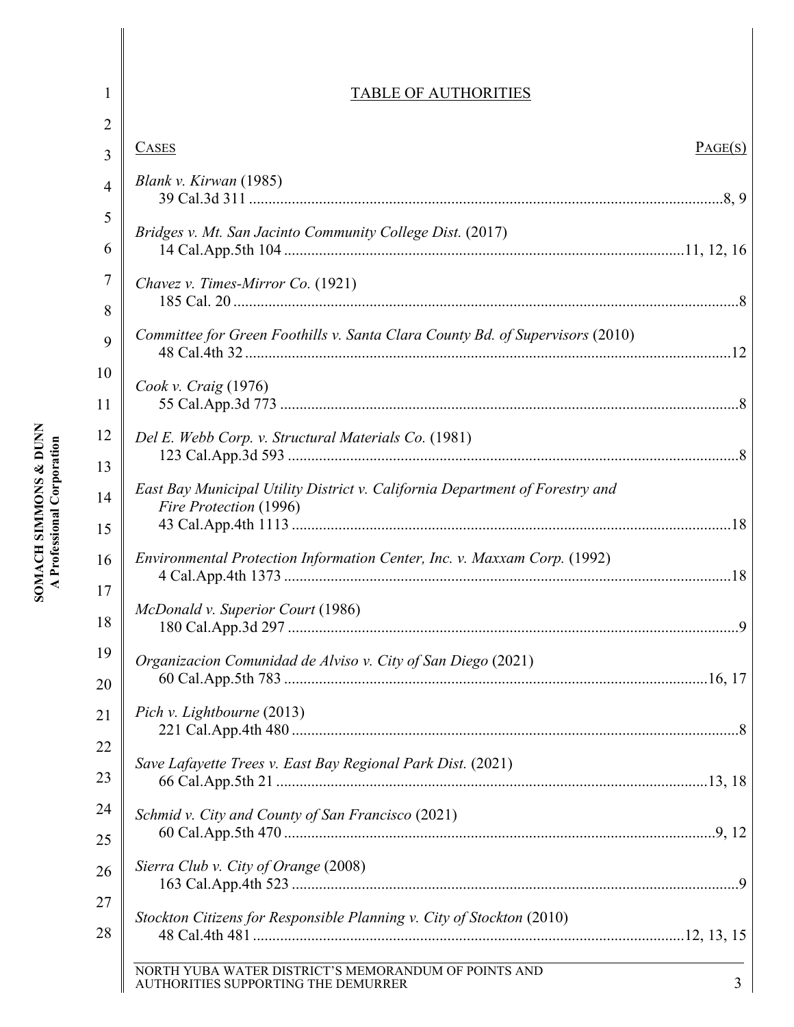## TABLE OF AUTHORITIES

| CASES | PAGE(S) |
|---|---|
| *Blank v. Kirwan* (1985) 39 Cal.3d 311 | 8, 9 |
| *Bridges v. Mt. San Jacinto Community College Dist.* (2017) 14 Cal.App.5th 104 | 11, 12, 16 |
| *Chavez v. Times-Mirror Co.* (1921) 185 Cal. 20 | 8 |
| *Committee for Green Foothills v. Santa Clara County Bd. of Supervisors* (2010) 48 Cal.4th 32 | 12 |
| *Cook v. Craig* (1976) 55 Cal.App.3d 773 | 8 |
| *Del E. Webb Corp. v. Structural Materials Co.* (1981) 123 Cal.App.3d 593 | 8 |
| *East Bay Municipal Utility District v. California Department of Forestry and Fire Protection* (1996) 43 Cal.App.4th 1113 | 18 |
| *Environmental Protection Information Center, Inc. v. Maxxam Corp.* (1992) 4 Cal.App.4th 1373 | 18 |
| *McDonald v. Superior Court* (1986) 180 Cal.App.3d 297 | 9 |
| *Organizacion Comunidad de Alviso v. City of San Diego* (2021) 60 Cal.App.5th 783 | 16, 17 |
| *Pich v. Lightbourne* (2013) 221 Cal.App.4th 480 | 8 |
| *Save Lafayette Trees v. East Bay Regional Park Dist.* (2021) 66 Cal.App.5th 21 | 13, 18 |
| *Schmid v. City and County of San Francisco* (2021) 60 Cal.App.5th 470 | 9, 12 |
| *Sierra Club v. City of Orange* (2008) 163 Cal.App.4th 523 | 9 |
| *Stockton Citizens for Responsible Planning v. City of Stockton* (2010) 48 Cal.4th 481 | 12, 13, 15 |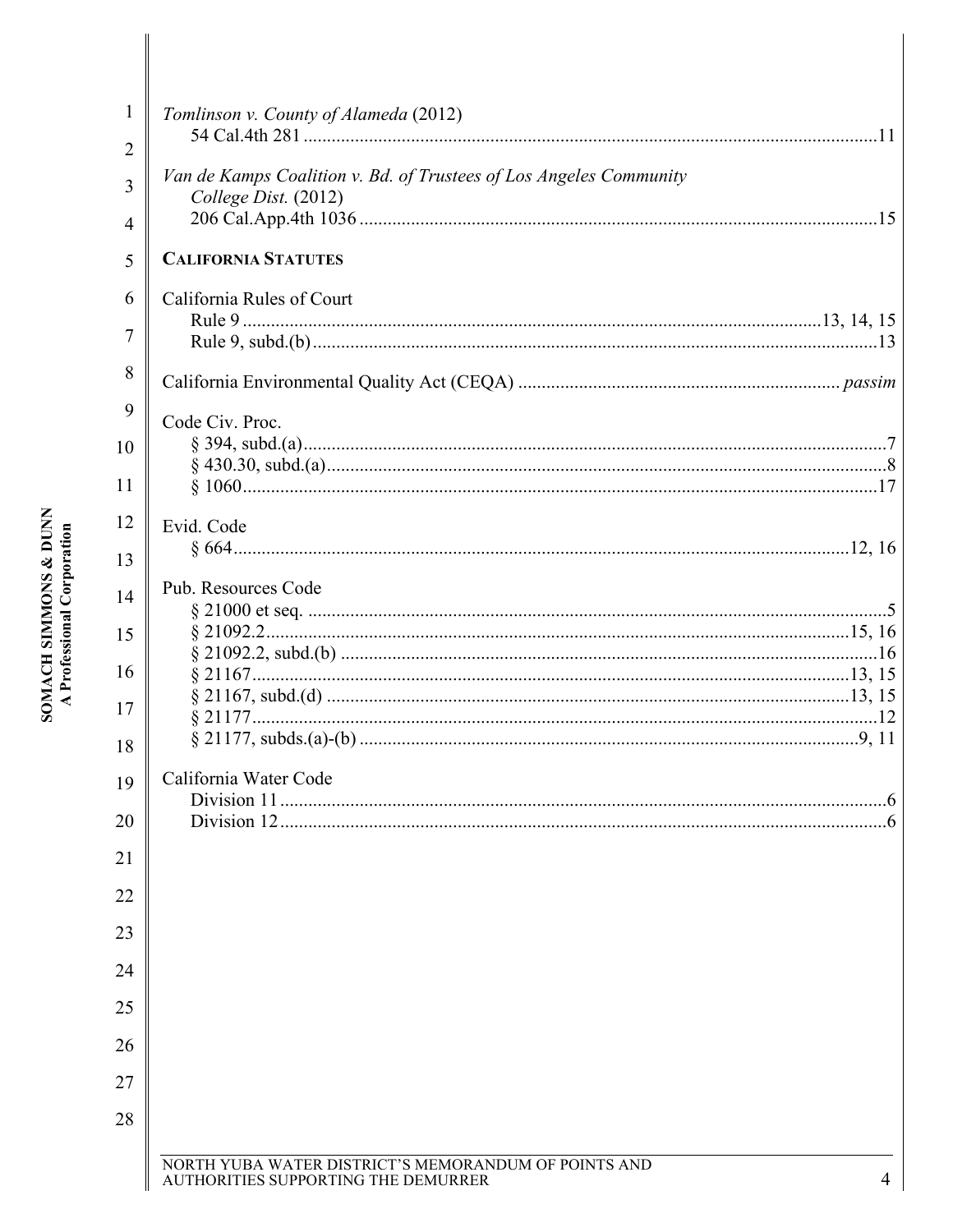*Tomlinson v. County of Alameda* (2012)
54 Cal.4th 281 ....................................................................................................................11

*Van de Kamps Coalition v. Bd. of Trustees of Los Angeles Community College Dist.* (2012)
206 Cal.App.4th 1036 ........................................................................................................15

**CALIFORNIA STATUTES**

California Rules of Court
Rule 9 ........................................................................................................................13, 14, 15
Rule 9, subd.(b) .......................................................................................................................13

California Environmental Quality Act (CEQA) .................................................................... *passim*

Code Civ. Proc.
§ 394, subd.(a) ............................................................................................................................7
§ 430.30, subd.(a) ........................................................................................................................8
§ 1060 ......................................................................................................................................17

Evid. Code
§ 664 .................................................................................................................................12, 16

Pub. Resources Code
§ 21000 et seq. ..............................................................................................................................5
§ 21092.2 ...........................................................................................................................15, 16
§ 21092.2, subd.(b) ....................................................................................................................16
§ 21167 ..............................................................................................................................13, 15
§ 21167, subd.(d) ...............................................................................................................13, 15
§ 21177 .......................................................................................................................................12
§ 21177, subds.(a)-(b) ..........................................................................................................9, 11

California Water Code
Division 11 ...................................................................................................................................6
Division 12 ...................................................................................................................................6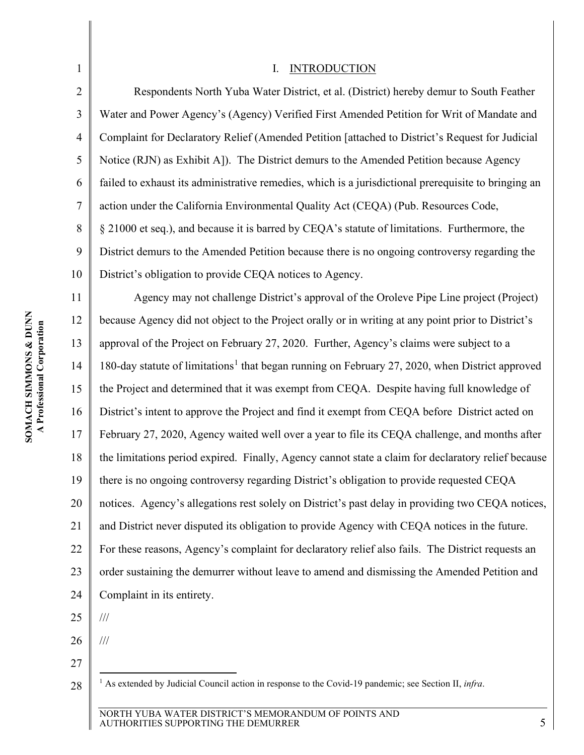## I. INTRODUCTION

Respondents North Yuba Water District, et al. (District) hereby demur to South Feather Water and Power Agency's (Agency) Verified First Amended Petition for Writ of Mandate and Complaint for Declaratory Relief (Amended Petition [attached to District's Request for Judicial Notice (RJN) as Exhibit A]). The District demurs to the Amended Petition because Agency failed to exhaust its administrative remedies, which is a jurisdictional prerequisite to bringing an action under the California Environmental Quality Act (CEQA) (Pub. Resources Code, § 21000 et seq.), and because it is barred by CEQA's statute of limitations. Furthermore, the District demurs to the Amended Petition because there is no ongoing controversy regarding the District's obligation to provide CEQA notices to Agency.

Agency may not challenge District's approval of the Oroleve Pipe Line project (Project) because Agency did not object to the Project orally or in writing at any point prior to District's approval of the Project on February 27, 2020. Further, Agency's claims were subject to a 180-day statute of limitations[1] that began running on February 27, 2020, when District approved the Project and determined that it was exempt from CEQA. Despite having full knowledge of District's intent to approve the Project and find it exempt from CEQA before District acted on February 27, 2020, Agency waited well over a year to file its CEQA challenge, and months after the limitations period expired. Finally, Agency cannot state a claim for declaratory relief because there is no ongoing controversy regarding District's obligation to provide requested CEQA notices. Agency's allegations rest solely on District's past delay in providing two CEQA notices, and District never disputed its obligation to provide Agency with CEQA notices in the future. For these reasons, Agency's complaint for declaratory relief also fails. The District requests an order sustaining the demurrer without leave to amend and dismissing the Amended Petition and Complaint in its entirety.

///

///

[1] As extended by Judicial Council action in response to the Covid-19 pandemic; see Section II, *infra*.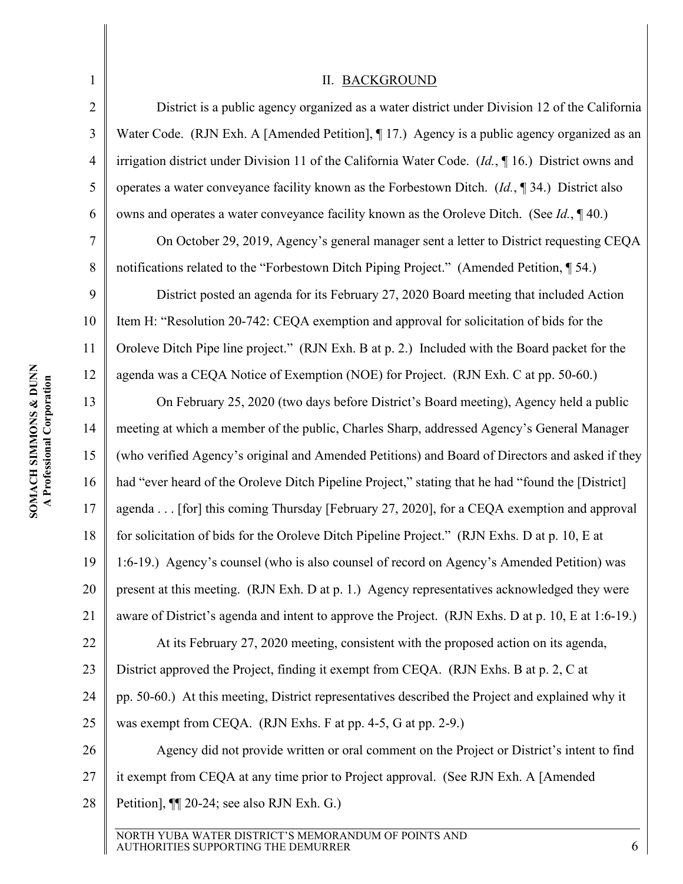## II. BACKGROUND

District is a public agency organized as a water district under Division 12 of the California Water Code. (RJN Exh. A [Amended Petition], ¶ 17.) Agency is a public agency organized as an irrigation district under Division 11 of the California Water Code. (*Id.*, ¶ 16.) District owns and operates a water conveyance facility known as the Forbestown Ditch. (*Id.*, ¶ 34.) District also owns and operates a water conveyance facility known as the Oroleve Ditch. (See *Id.*, ¶ 40.)

On October 29, 2019, Agency's general manager sent a letter to District requesting CEQA notifications related to the "Forbestown Ditch Piping Project." (Amended Petition, ¶ 54.)

District posted an agenda for its February 27, 2020 Board meeting that included Action Item H: "Resolution 20-742: CEQA exemption and approval for solicitation of bids for the Oroleve Ditch Pipe line project." (RJN Exh. B at p. 2.) Included with the Board packet for the agenda was a CEQA Notice of Exemption (NOE) for Project. (RJN Exh. C at pp. 50-60.)

On February 25, 2020 (two days before District's Board meeting), Agency held a public meeting at which a member of the public, Charles Sharp, addressed Agency's General Manager (who verified Agency's original and Amended Petitions) and Board of Directors and asked if they had "ever heard of the Oroleve Ditch Pipeline Project," stating that he had "found the [District] agenda . . . [for] this coming Thursday [February 27, 2020], for a CEQA exemption and approval for solicitation of bids for the Oroleve Ditch Pipeline Project." (RJN Exhs. D at p. 10, E at 1:6-19.) Agency's counsel (who is also counsel of record on Agency's Amended Petition) was present at this meeting. (RJN Exh. D at p. 1.) Agency representatives acknowledged they were aware of District's agenda and intent to approve the Project. (RJN Exhs. D at p. 10, E at 1:6-19.)

At its February 27, 2020 meeting, consistent with the proposed action on its agenda, District approved the Project, finding it exempt from CEQA. (RJN Exhs. B at p. 2, C at pp. 50-60.) At this meeting, District representatives described the Project and explained why it was exempt from CEQA. (RJN Exhs. F at pp. 4-5, G at pp. 2-9.)

Agency did not provide written or oral comment on the Project or District's intent to find it exempt from CEQA at any time prior to Project approval. (See RJN Exh. A [Amended Petition], ¶¶ 20-24; see also RJN Exh. G.)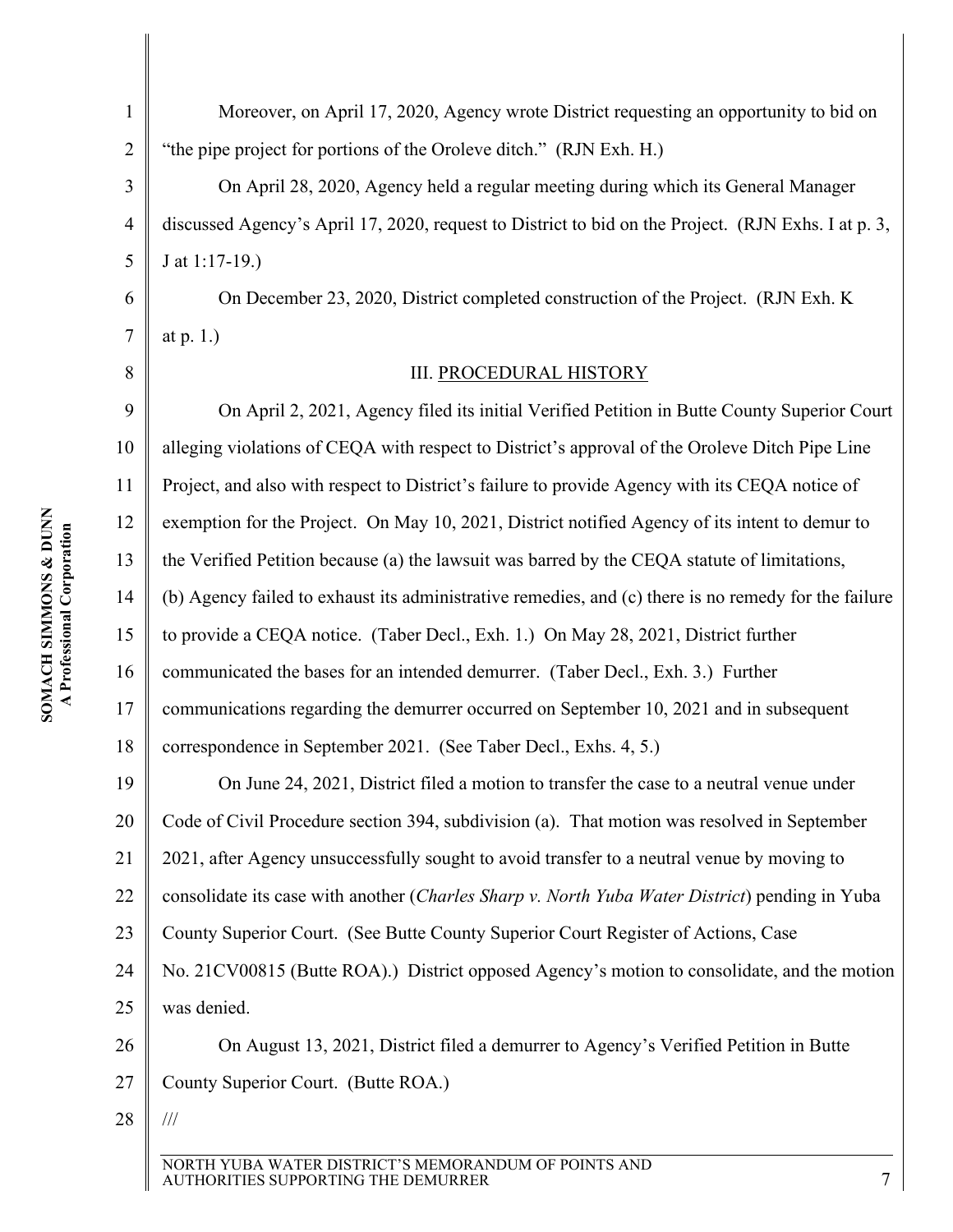Moreover, on April 17, 2020, Agency wrote District requesting an opportunity to bid on "the pipe project for portions of the Oroleve ditch." (RJN Exh. H.)

On April 28, 2020, Agency held a regular meeting during which its General Manager discussed Agency's April 17, 2020, request to District to bid on the Project. (RJN Exhs. I at p. 3, J at 1:17-19.)

On December 23, 2020, District completed construction of the Project. (RJN Exh. K at p. 1.)

## III. PROCEDURAL HISTORY

On April 2, 2021, Agency filed its initial Verified Petition in Butte County Superior Court alleging violations of CEQA with respect to District's approval of the Oroleve Ditch Pipe Line Project, and also with respect to District's failure to provide Agency with its CEQA notice of exemption for the Project. On May 10, 2021, District notified Agency of its intent to demur to the Verified Petition because (a) the lawsuit was barred by the CEQA statute of limitations, (b) Agency failed to exhaust its administrative remedies, and (c) there is no remedy for the failure to provide a CEQA notice. (Taber Decl., Exh. 1.) On May 28, 2021, District further communicated the bases for an intended demurrer. (Taber Decl., Exh. 3.) Further communications regarding the demurrer occurred on September 10, 2021 and in subsequent correspondence in September 2021. (See Taber Decl., Exhs. 4, 5.)

On June 24, 2021, District filed a motion to transfer the case to a neutral venue under Code of Civil Procedure section 394, subdivision (a). That motion was resolved in September 2021, after Agency unsuccessfully sought to avoid transfer to a neutral venue by moving to consolidate its case with another (*Charles Sharp v. North Yuba Water District*) pending in Yuba County Superior Court. (See Butte County Superior Court Register of Actions, Case No. 21CV00815 (Butte ROA).) District opposed Agency's motion to consolidate, and the motion was denied.

On August 13, 2021, District filed a demurrer to Agency's Verified Petition in Butte County Superior Court. (Butte ROA.)

///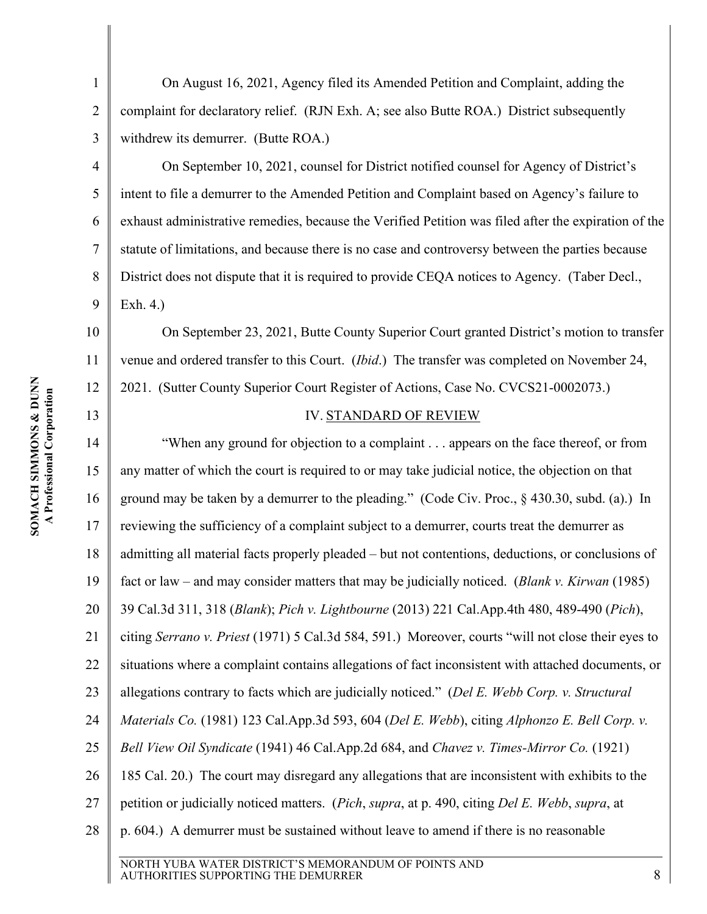On August 16, 2021, Agency filed its Amended Petition and Complaint, adding the complaint for declaratory relief. (RJN Exh. A; see also Butte ROA.) District subsequently withdrew its demurrer. (Butte ROA.)

On September 10, 2021, counsel for District notified counsel for Agency of District's intent to file a demurrer to the Amended Petition and Complaint based on Agency's failure to exhaust administrative remedies, because the Verified Petition was filed after the expiration of the statute of limitations, and because there is no case and controversy between the parties because District does not dispute that it is required to provide CEQA notices to Agency. (Taber Decl., Exh. 4.)

On September 23, 2021, Butte County Superior Court granted District's motion to transfer venue and ordered transfer to this Court. (*Ibid*.) The transfer was completed on November 24, 2021. (Sutter County Superior Court Register of Actions, Case No. CVCS21-0002073.)

## IV. STANDARD OF REVIEW

"When any ground for objection to a complaint . . . appears on the face thereof, or from any matter of which the court is required to or may take judicial notice, the objection on that ground may be taken by a demurrer to the pleading." (Code Civ. Proc., § 430.30, subd. (a).) In reviewing the sufficiency of a complaint subject to a demurrer, courts treat the demurrer as admitting all material facts properly pleaded – but not contentions, deductions, or conclusions of fact or law – and may consider matters that may be judicially noticed. (*Blank v. Kirwan* (1985) 39 Cal.3d 311, 318 (*Blank*); *Pich v. Lightbourne* (2013) 221 Cal.App.4th 480, 489-490 (*Pich*), citing *Serrano v. Priest* (1971) 5 Cal.3d 584, 591.) Moreover, courts "will not close their eyes to situations where a complaint contains allegations of fact inconsistent with attached documents, or allegations contrary to facts which are judicially noticed." (*Del E. Webb Corp. v. Structural Materials Co.* (1981) 123 Cal.App.3d 593, 604 (*Del E. Webb*), citing *Alphonzo E. Bell Corp. v. Bell View Oil Syndicate* (1941) 46 Cal.App.2d 684, and *Chavez v. Times-Mirror Co.* (1921) 185 Cal. 20.) The court may disregard any allegations that are inconsistent with exhibits to the petition or judicially noticed matters. (*Pich*, *supra*, at p. 490, citing *Del E. Webb*, *supra*, at p. 604.) A demurrer must be sustained without leave to amend if there is no reasonable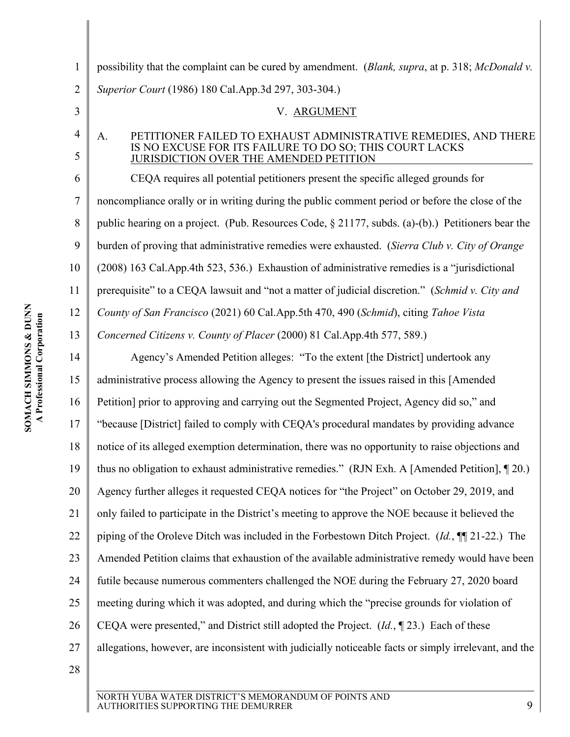possibility that the complaint can be cured by amendment. (*Blank, supra*, at p. 318; *McDonald v. Superior Court* (1986) 180 Cal.App.3d 297, 303-304.)

## V. ARGUMENT

### A. PETITIONER FAILED TO EXHAUST ADMINISTRATIVE REMEDIES, AND THERE IS NO EXCUSE FOR ITS FAILURE TO DO SO; THIS COURT LACKS JURISDICTION OVER THE AMENDED PETITION

CEQA requires all potential petitioners present the specific alleged grounds for noncompliance orally or in writing during the public comment period or before the close of the public hearing on a project. (Pub. Resources Code, § 21177, subds. (a)-(b).) Petitioners bear the burden of proving that administrative remedies were exhausted. (*Sierra Club v. City of Orange* (2008) 163 Cal.App.4th 523, 536.) Exhaustion of administrative remedies is a "jurisdictional prerequisite" to a CEQA lawsuit and "not a matter of judicial discretion." (*Schmid v. City and County of San Francisco* (2021) 60 Cal.App.5th 470, 490 (*Schmid*), citing *Tahoe Vista Concerned Citizens v. County of Placer* (2000) 81 Cal.App.4th 577, 589.)

Agency's Amended Petition alleges: "To the extent [the District] undertook any administrative process allowing the Agency to present the issues raised in this [Amended Petition] prior to approving and carrying out the Segmented Project, Agency did so," and "because [District] failed to comply with CEQA's procedural mandates by providing advance notice of its alleged exemption determination, there was no opportunity to raise objections and thus no obligation to exhaust administrative remedies." (RJN Exh. A [Amended Petition], ¶ 20.) Agency further alleges it requested CEQA notices for "the Project" on October 29, 2019, and only failed to participate in the District's meeting to approve the NOE because it believed the piping of the Oroleve Ditch was included in the Forbestown Ditch Project. (*Id.*, ¶¶ 21-22.) The Amended Petition claims that exhaustion of the available administrative remedy would have been futile because numerous commenters challenged the NOE during the February 27, 2020 board meeting during which it was adopted, and during which the "precise grounds for violation of CEQA were presented," and District still adopted the Project. (*Id.*, ¶ 23.) Each of these allegations, however, are inconsistent with judicially noticeable facts or simply irrelevant, and the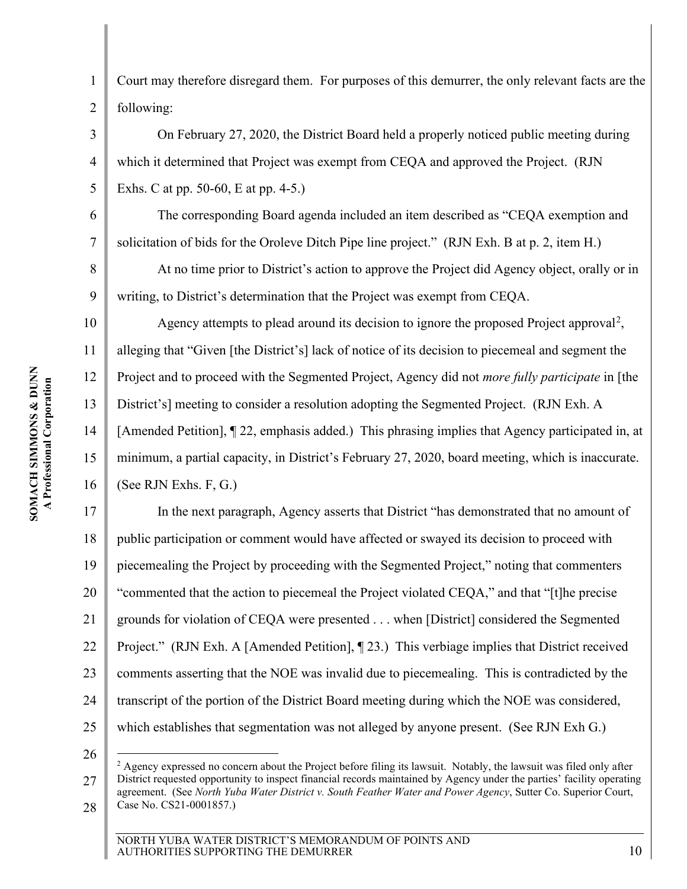Court may therefore disregard them. For purposes of this demurrer, the only relevant facts are the following:

On February 27, 2020, the District Board held a properly noticed public meeting during which it determined that Project was exempt from CEQA and approved the Project. (RJN Exhs. C at pp. 50-60, E at pp. 4-5.)

The corresponding Board agenda included an item described as "CEQA exemption and solicitation of bids for the Oroleve Ditch Pipe line project." (RJN Exh. B at p. 2, item H.)

At no time prior to District's action to approve the Project did Agency object, orally or in writing, to District's determination that the Project was exempt from CEQA.

Agency attempts to plead around its decision to ignore the proposed Project approval[2], alleging that "Given [the District's] lack of notice of its decision to piecemeal and segment the Project and to proceed with the Segmented Project, Agency did not *more fully participate* in [the District's] meeting to consider a resolution adopting the Segmented Project. (RJN Exh. A [Amended Petition], ¶ 22, emphasis added.) This phrasing implies that Agency participated in, at minimum, a partial capacity, in District's February 27, 2020, board meeting, which is inaccurate. (See RJN Exhs. F, G.)

In the next paragraph, Agency asserts that District "has demonstrated that no amount of public participation or comment would have affected or swayed its decision to proceed with piecemealing the Project by proceeding with the Segmented Project," noting that commenters "commented that the action to piecemeal the Project violated CEQA," and that "[t]he precise grounds for violation of CEQA were presented . . . when [District] considered the Segmented Project." (RJN Exh. A [Amended Petition], ¶ 23.) This verbiage implies that District received comments asserting that the NOE was invalid due to piecemealing. This is contradicted by the transcript of the portion of the District Board meeting during which the NOE was considered, which establishes that segmentation was not alleged by anyone present. (See RJN Exh G.)

---

[2] Agency expressed no concern about the Project before filing its lawsuit. Notably, the lawsuit was filed only after District requested opportunity to inspect financial records maintained by Agency under the parties' facility operating agreement. (See *North Yuba Water District v. South Feather Water and Power Agency*, Sutter Co. Superior Court, Case No. CS21-0001857.)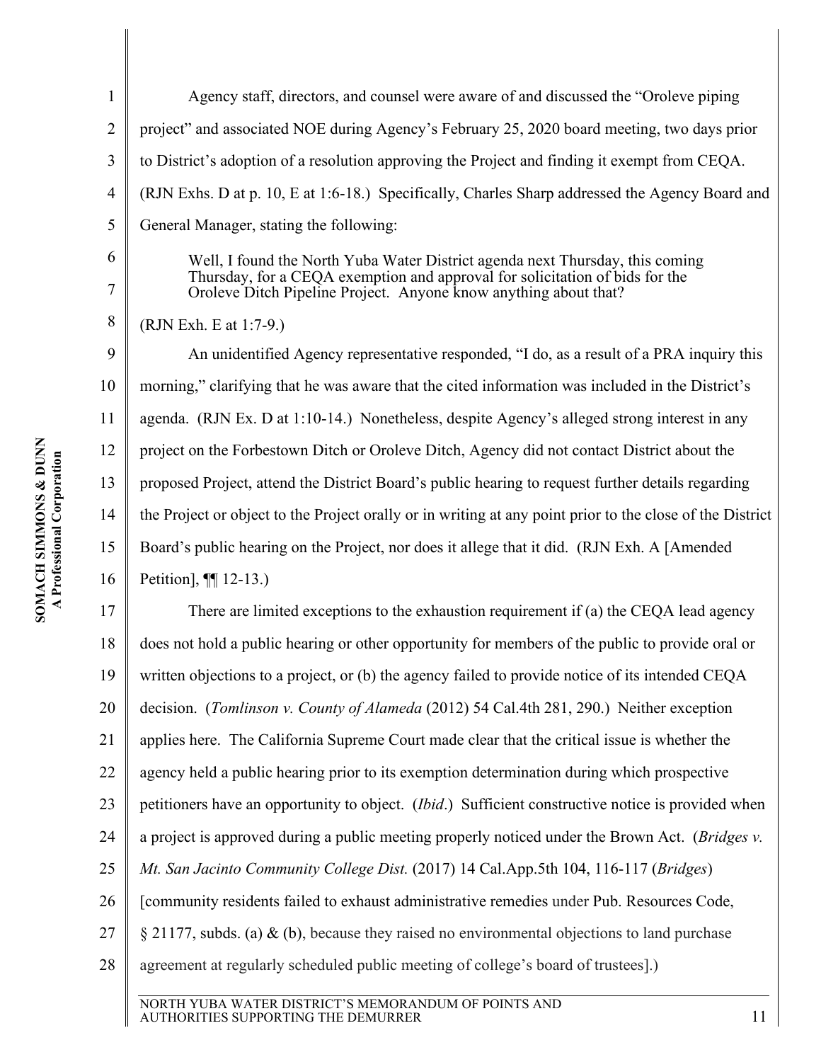Agency staff, directors, and counsel were aware of and discussed the "Oroleve piping project" and associated NOE during Agency's February 25, 2020 board meeting, two days prior to District's adoption of a resolution approving the Project and finding it exempt from CEQA. (RJN Exhs. D at p. 10, E at 1:6-18.) Specifically, Charles Sharp addressed the Agency Board and General Manager, stating the following:

> Well, I found the North Yuba Water District agenda next Thursday, this coming Thursday, for a CEQA exemption and approval for solicitation of bids for the Oroleve Ditch Pipeline Project. Anyone know anything about that?

(RJN Exh. E at 1:7-9.)

An unidentified Agency representative responded, "I do, as a result of a PRA inquiry this morning," clarifying that he was aware that the cited information was included in the District's agenda. (RJN Ex. D at 1:10-14.) Nonetheless, despite Agency's alleged strong interest in any project on the Forbestown Ditch or Oroleve Ditch, Agency did not contact District about the proposed Project, attend the District Board's public hearing to request further details regarding the Project or object to the Project orally or in writing at any point prior to the close of the District Board's public hearing on the Project, nor does it allege that it did. (RJN Exh. A [Amended Petition], ¶¶ 12-13.)

There are limited exceptions to the exhaustion requirement if (a) the CEQA lead agency does not hold a public hearing or other opportunity for members of the public to provide oral or written objections to a project, or (b) the agency failed to provide notice of its intended CEQA decision. (*Tomlinson v. County of Alameda* (2012) 54 Cal.4th 281, 290.) Neither exception applies here. The California Supreme Court made clear that the critical issue is whether the agency held a public hearing prior to its exemption determination during which prospective petitioners have an opportunity to object. (*Ibid*.) Sufficient constructive notice is provided when a project is approved during a public meeting properly noticed under the Brown Act. (*Bridges v. Mt. San Jacinto Community College Dist.* (2017) 14 Cal.App.5th 104, 116-117 (*Bridges*) [community residents failed to exhaust administrative remedies under Pub. Resources Code, § 21177, subds. (a) & (b), because they raised no environmental objections to land purchase agreement at regularly scheduled public meeting of college's board of trustees].)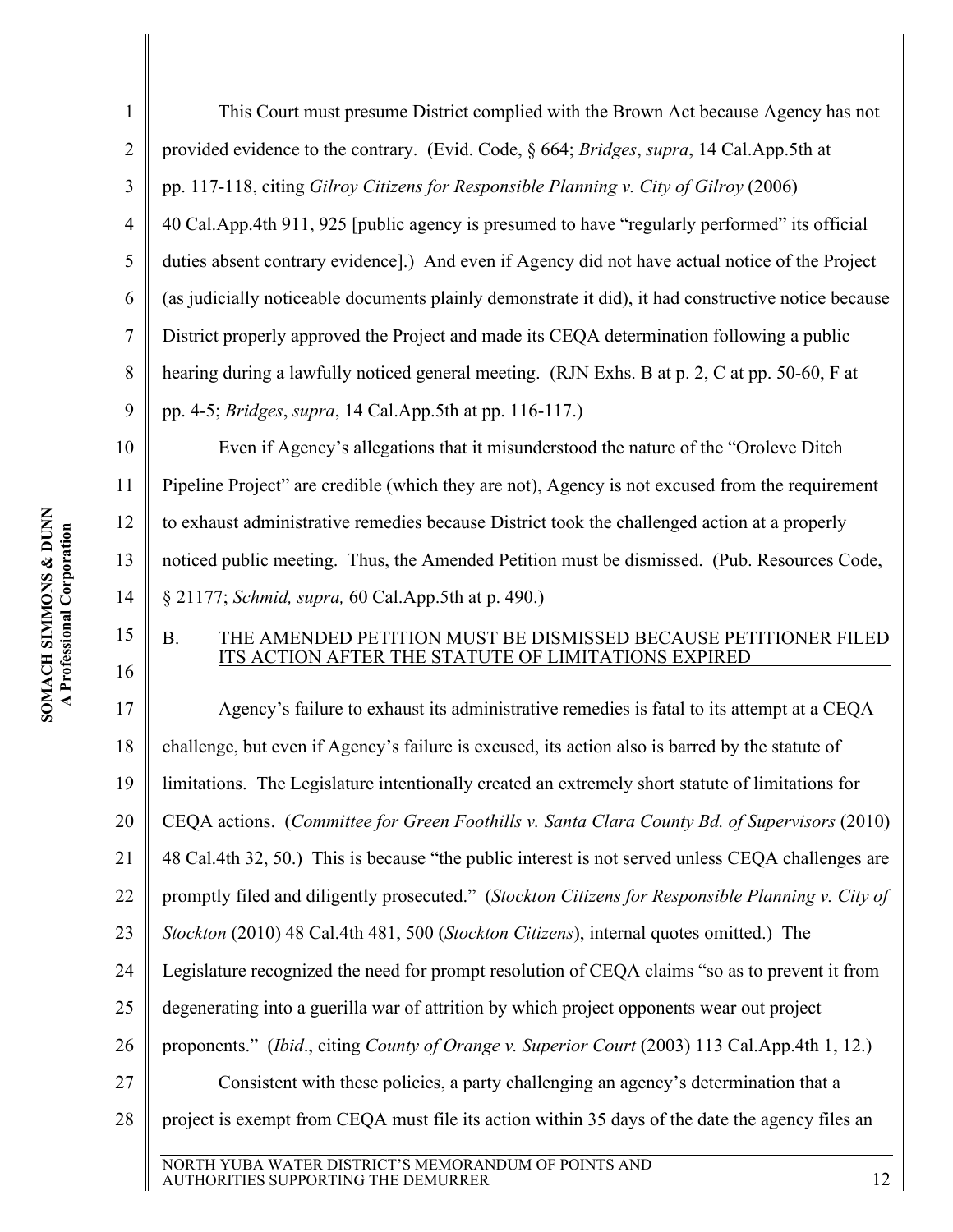This Court must presume District complied with the Brown Act because Agency has not provided evidence to the contrary. (Evid. Code, § 664; *Bridges*, *supra*, 14 Cal.App.5th at pp. 117-118, citing *Gilroy Citizens for Responsible Planning v. City of Gilroy* (2006) 40 Cal.App.4th 911, 925 [public agency is presumed to have "regularly performed" its official duties absent contrary evidence].) And even if Agency did not have actual notice of the Project (as judicially noticeable documents plainly demonstrate it did), it had constructive notice because District properly approved the Project and made its CEQA determination following a public hearing during a lawfully noticed general meeting. (RJN Exhs. B at p. 2, C at pp. 50-60, F at pp. 4-5; *Bridges*, *supra*, 14 Cal.App.5th at pp. 116-117.)

Even if Agency's allegations that it misunderstood the nature of the "Oroleve Ditch Pipeline Project" are credible (which they are not), Agency is not excused from the requirement to exhaust administrative remedies because District took the challenged action at a properly noticed public meeting. Thus, the Amended Petition must be dismissed. (Pub. Resources Code, § 21177; *Schmid, supra,* 60 Cal.App.5th at p. 490.)

## B. THE AMENDED PETITION MUST BE DISMISSED BECAUSE PETITIONER FILED ITS ACTION AFTER THE STATUTE OF LIMITATIONS EXPIRED

Agency's failure to exhaust its administrative remedies is fatal to its attempt at a CEQA challenge, but even if Agency's failure is excused, its action also is barred by the statute of limitations. The Legislature intentionally created an extremely short statute of limitations for CEQA actions. (*Committee for Green Foothills v. Santa Clara County Bd. of Supervisors* (2010) 48 Cal.4th 32, 50.) This is because "the public interest is not served unless CEQA challenges are promptly filed and diligently prosecuted." (*Stockton Citizens for Responsible Planning v. City of Stockton* (2010) 48 Cal.4th 481, 500 (*Stockton Citizens*), internal quotes omitted.) The Legislature recognized the need for prompt resolution of CEQA claims "so as to prevent it from degenerating into a guerilla war of attrition by which project opponents wear out project proponents." (*Ibid*., citing *County of Orange v. Superior Court* (2003) 113 Cal.App.4th 1, 12.)

Consistent with these policies, a party challenging an agency's determination that a project is exempt from CEQA must file its action within 35 days of the date the agency files an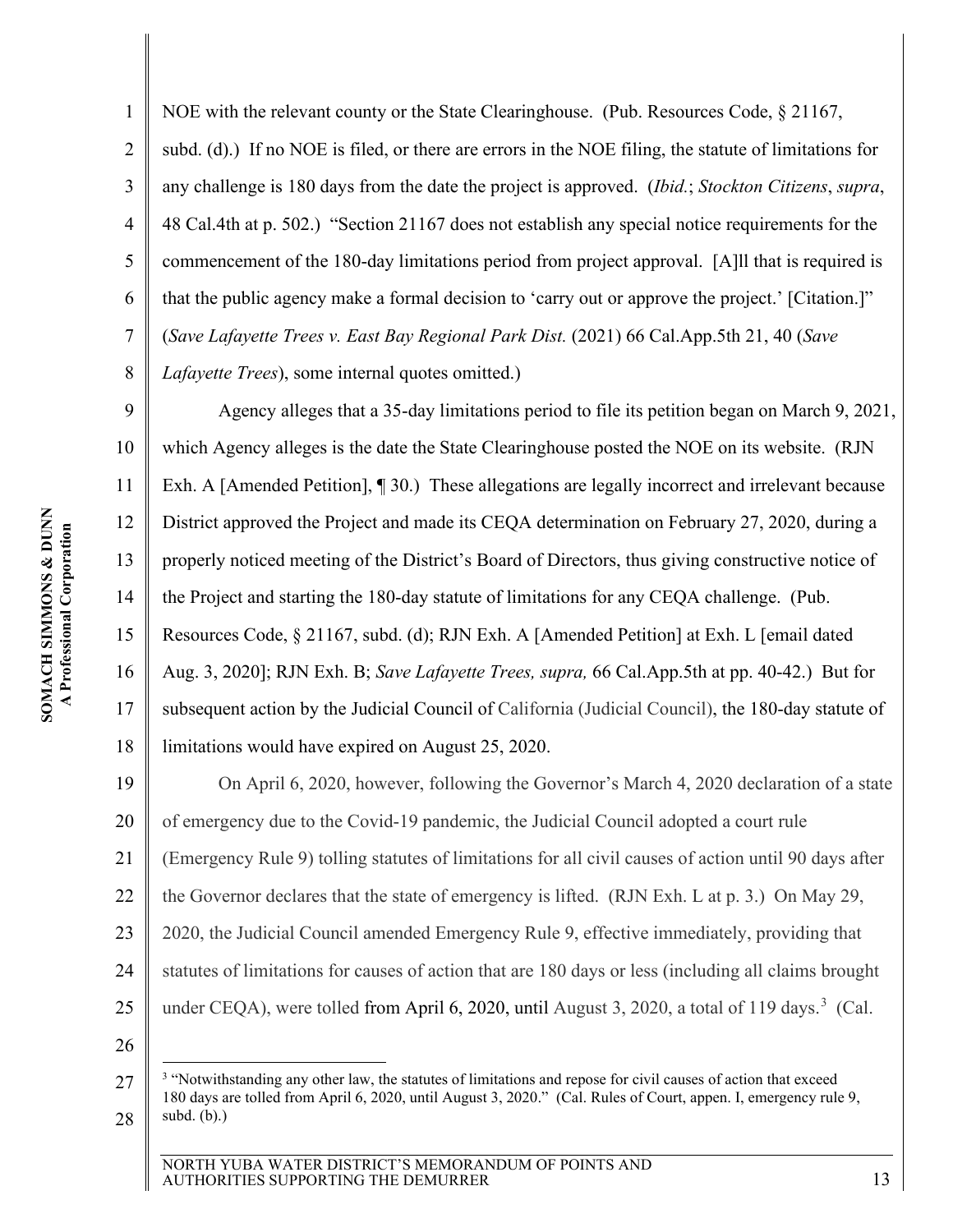NOE with the relevant county or the State Clearinghouse. (Pub. Resources Code, § 21167, subd. (d).) If no NOE is filed, or there are errors in the NOE filing, the statute of limitations for any challenge is 180 days from the date the project is approved. (*Ibid.*; *Stockton Citizens*, *supra*, 48 Cal.4th at p. 502.) "Section 21167 does not establish any special notice requirements for the commencement of the 180-day limitations period from project approval. [A]ll that is required is that the public agency make a formal decision to 'carry out or approve the project.' [Citation.]" (*Save Lafayette Trees v. East Bay Regional Park Dist.* (2021) 66 Cal.App.5th 21, 40 (*Save Lafayette Trees*), some internal quotes omitted.)

Agency alleges that a 35-day limitations period to file its petition began on March 9, 2021, which Agency alleges is the date the State Clearinghouse posted the NOE on its website. (RJN Exh. A [Amended Petition], ¶ 30.) These allegations are legally incorrect and irrelevant because District approved the Project and made its CEQA determination on February 27, 2020, during a properly noticed meeting of the District's Board of Directors, thus giving constructive notice of the Project and starting the 180-day statute of limitations for any CEQA challenge. (Pub. Resources Code, § 21167, subd. (d); RJN Exh. A [Amended Petition] at Exh. L [email dated Aug. 3, 2020]; RJN Exh. B; *Save Lafayette Trees, supra,* 66 Cal.App.5th at pp. 40-42.) But for subsequent action by the Judicial Council of California (Judicial Council), the 180-day statute of limitations would have expired on August 25, 2020.

On April 6, 2020, however, following the Governor's March 4, 2020 declaration of a state of emergency due to the Covid-19 pandemic, the Judicial Council adopted a court rule (Emergency Rule 9) tolling statutes of limitations for all civil causes of action until 90 days after the Governor declares that the state of emergency is lifted. (RJN Exh. L at p. 3.) On May 29, 2020, the Judicial Council amended Emergency Rule 9, effective immediately, providing that statutes of limitations for causes of action that are 180 days or less (including all claims brought under CEQA), were tolled from April 6, 2020, until August 3, 2020, a total of 119 days.[3] (Cal.

[3] "Notwithstanding any other law, the statutes of limitations and repose for civil causes of action that exceed 180 days are tolled from April 6, 2020, until August 3, 2020." (Cal. Rules of Court, appen. I, emergency rule 9, subd. (b).)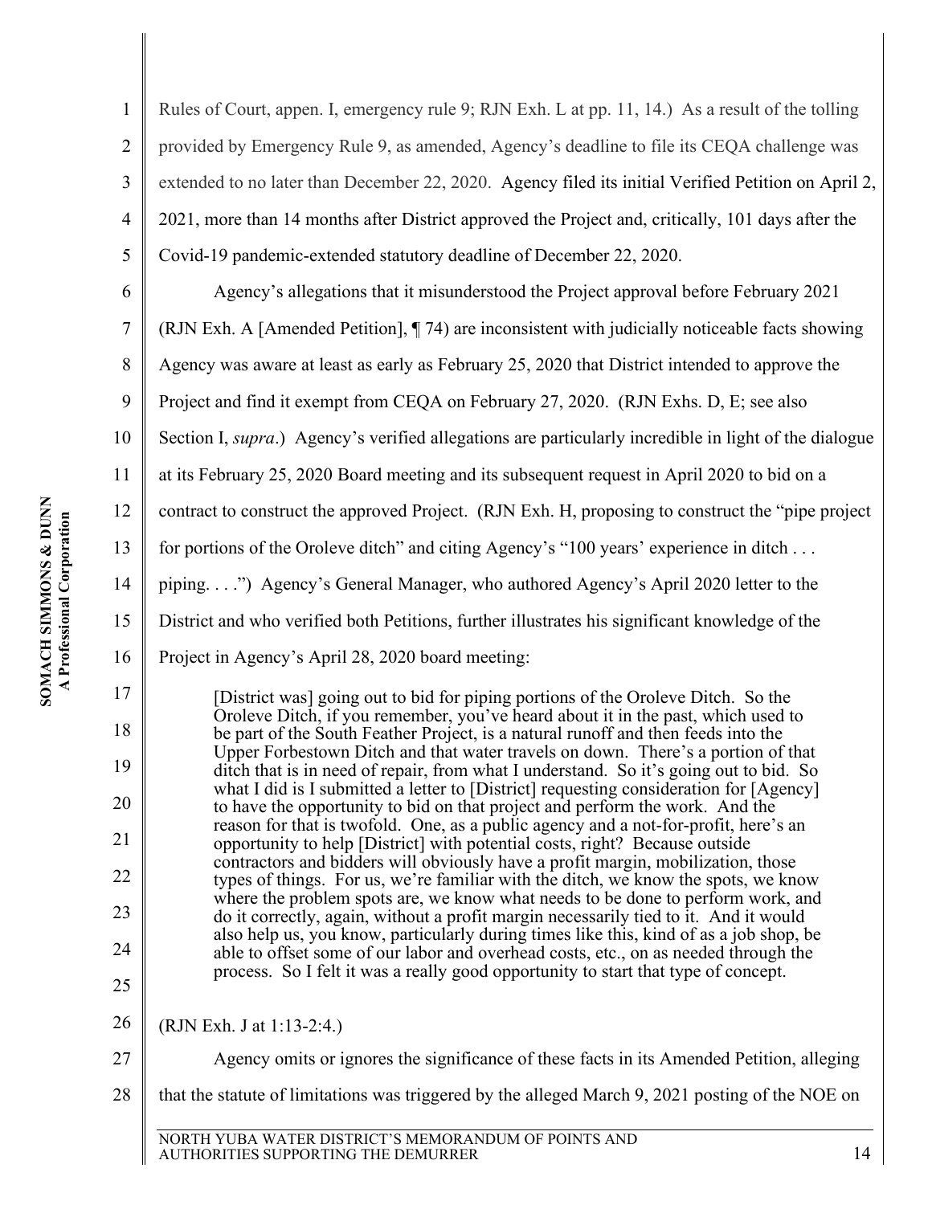Rules of Court, appen. I, emergency rule 9; RJN Exh. L at pp. 11, 14.) As a result of the tolling provided by Emergency Rule 9, as amended, Agency's deadline to file its CEQA challenge was extended to no later than December 22, 2020. Agency filed its initial Verified Petition on April 2, 2021, more than 14 months after District approved the Project and, critically, 101 days after the Covid-19 pandemic-extended statutory deadline of December 22, 2020.

Agency's allegations that it misunderstood the Project approval before February 2021 (RJN Exh. A [Amended Petition], ¶ 74) are inconsistent with judicially noticeable facts showing Agency was aware at least as early as February 25, 2020 that District intended to approve the Project and find it exempt from CEQA on February 27, 2020. (RJN Exhs. D, E; see also Section I, *supra*.) Agency's verified allegations are particularly incredible in light of the dialogue at its February 25, 2020 Board meeting and its subsequent request in April 2020 to bid on a contract to construct the approved Project. (RJN Exh. H, proposing to construct the "pipe project for portions of the Oroleve ditch" and citing Agency's "100 years' experience in ditch . . . piping. . . .") Agency's General Manager, who authored Agency's April 2020 letter to the District and who verified both Petitions, further illustrates his significant knowledge of the Project in Agency's April 28, 2020 board meeting:

> [District was] going out to bid for piping portions of the Oroleve Ditch. So the Oroleve Ditch, if you remember, you've heard about it in the past, which used to be part of the South Feather Project, is a natural runoff and then feeds into the Upper Forbestown Ditch and that water travels on down. There's a portion of that ditch that is in need of repair, from what I understand. So it's going out to bid. So what I did is I submitted a letter to [District] requesting consideration for [Agency] to have the opportunity to bid on that project and perform the work. And the reason for that is twofold. One, as a public agency and a not-for-profit, here's an opportunity to help [District] with potential costs, right? Because outside contractors and bidders will obviously have a profit margin, mobilization, those types of things. For us, we're familiar with the ditch, we know the spots, we know where the problem spots are, we know what needs to be done to perform work, and do it correctly, again, without a profit margin necessarily tied to it. And it would also help us, you know, particularly during times like this, kind of as a job shop, be able to offset some of our labor and overhead costs, etc., on as needed through the process. So I felt it was a really good opportunity to start that type of concept.

(RJN Exh. J at 1:13-2:4.)

Agency omits or ignores the significance of these facts in its Amended Petition, alleging that the statute of limitations was triggered by the alleged March 9, 2021 posting of the NOE on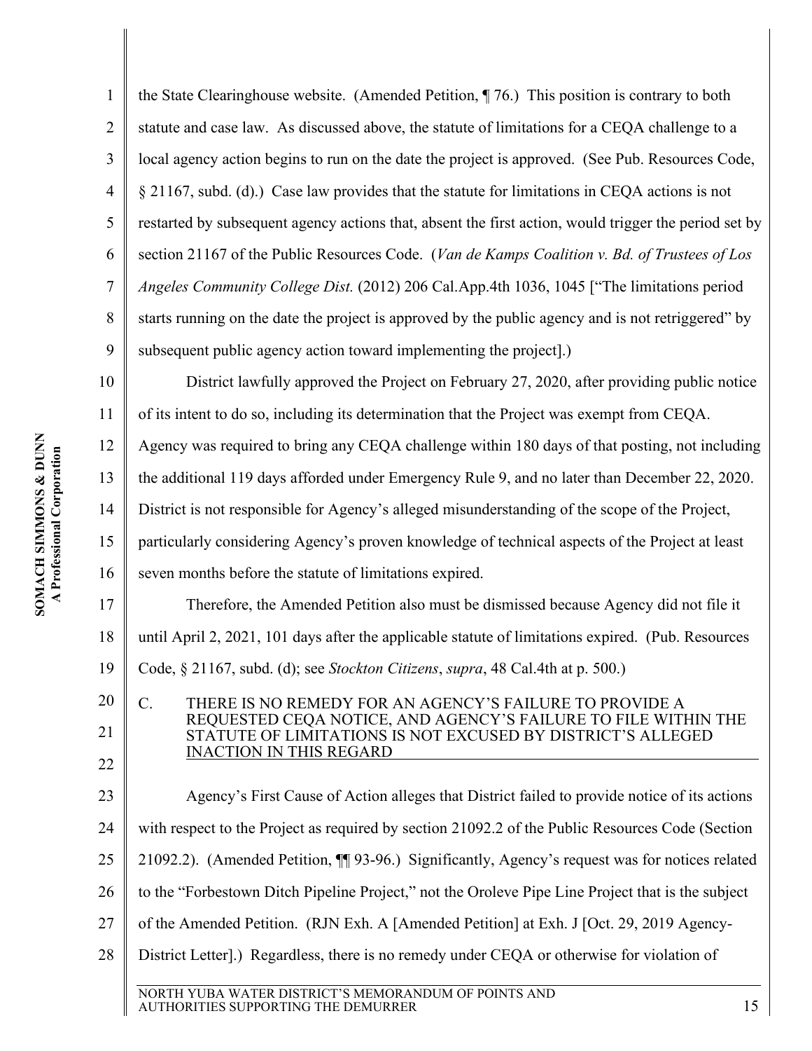the State Clearinghouse website. (Amended Petition, ¶ 76.) This position is contrary to both statute and case law. As discussed above, the statute of limitations for a CEQA challenge to a local agency action begins to run on the date the project is approved. (See Pub. Resources Code, § 21167, subd. (d).) Case law provides that the statute for limitations in CEQA actions is not restarted by subsequent agency actions that, absent the first action, would trigger the period set by section 21167 of the Public Resources Code. (*Van de Kamps Coalition v. Bd. of Trustees of Los Angeles Community College Dist.* (2012) 206 Cal.App.4th 1036, 1045 ["The limitations period starts running on the date the project is approved by the public agency and is not retriggered" by subsequent public agency action toward implementing the project].)

District lawfully approved the Project on February 27, 2020, after providing public notice of its intent to do so, including its determination that the Project was exempt from CEQA. Agency was required to bring any CEQA challenge within 180 days of that posting, not including the additional 119 days afforded under Emergency Rule 9, and no later than December 22, 2020. District is not responsible for Agency's alleged misunderstanding of the scope of the Project, particularly considering Agency's proven knowledge of technical aspects of the Project at least seven months before the statute of limitations expired.

Therefore, the Amended Petition also must be dismissed because Agency did not file it until April 2, 2021, 101 days after the applicable statute of limitations expired. (Pub. Resources Code, § 21167, subd. (d); see *Stockton Citizens*, *supra*, 48 Cal.4th at p. 500.)

### C. THERE IS NO REMEDY FOR AN AGENCY'S FAILURE TO PROVIDE A REQUESTED CEQA NOTICE, AND AGENCY'S FAILURE TO FILE WITHIN THE STATUTE OF LIMITATIONS IS NOT EXCUSED BY DISTRICT'S ALLEGED INACTION IN THIS REGARD

Agency's First Cause of Action alleges that District failed to provide notice of its actions with respect to the Project as required by section 21092.2 of the Public Resources Code (Section 21092.2). (Amended Petition, ¶¶ 93-96.) Significantly, Agency's request was for notices related to the "Forbestown Ditch Pipeline Project," not the Oroleve Pipe Line Project that is the subject of the Amended Petition. (RJN Exh. A [Amended Petition] at Exh. J [Oct. 29, 2019 Agency-District Letter].) Regardless, there is no remedy under CEQA or otherwise for violation of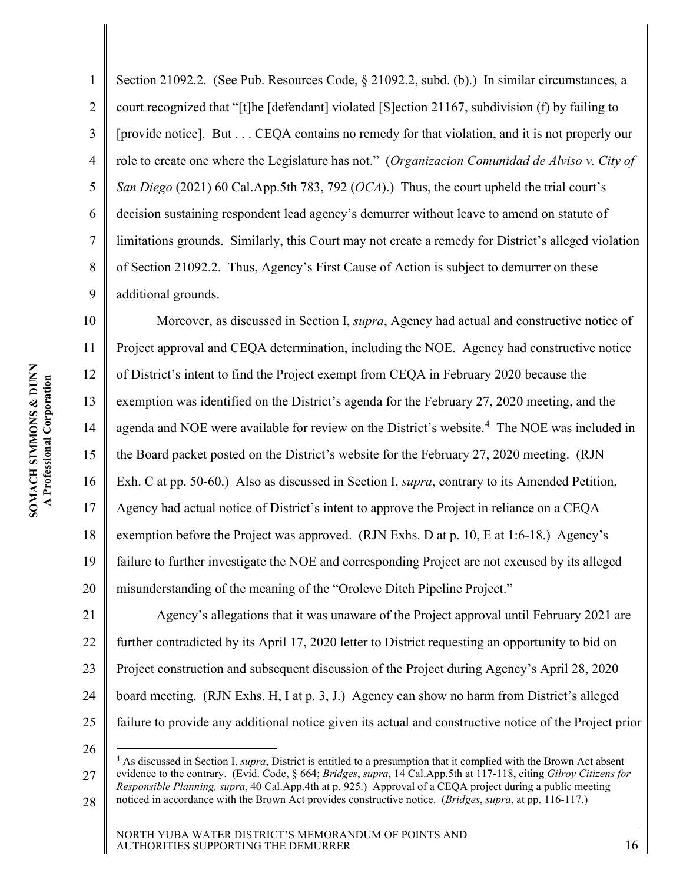Section 21092.2. (See Pub. Resources Code, § 21092.2, subd. (b).) In similar circumstances, a court recognized that "[t]he [defendant] violated [S]ection 21167, subdivision (f) by failing to [provide notice]. But . . . CEQA contains no remedy for that violation, and it is not properly our role to create one where the Legislature has not." (*Organizacion Comunidad de Alviso v. City of San Diego* (2021) 60 Cal.App.5th 783, 792 (*OCA*).) Thus, the court upheld the trial court's decision sustaining respondent lead agency's demurrer without leave to amend on statute of limitations grounds. Similarly, this Court may not create a remedy for District's alleged violation of Section 21092.2. Thus, Agency's First Cause of Action is subject to demurrer on these additional grounds.

Moreover, as discussed in Section I, *supra*, Agency had actual and constructive notice of Project approval and CEQA determination, including the NOE. Agency had constructive notice of District's intent to find the Project exempt from CEQA in February 2020 because the exemption was identified on the District's agenda for the February 27, 2020 meeting, and the agenda and NOE were available for review on the District's website.[4] The NOE was included in the Board packet posted on the District's website for the February 27, 2020 meeting. (RJN Exh. C at pp. 50-60.) Also as discussed in Section I, *supra*, contrary to its Amended Petition, Agency had actual notice of District's intent to approve the Project in reliance on a CEQA exemption before the Project was approved. (RJN Exhs. D at p. 10, E at 1:6-18.) Agency's failure to further investigate the NOE and corresponding Project are not excused by its alleged misunderstanding of the meaning of the "Oroleve Ditch Pipeline Project."

Agency's allegations that it was unaware of the Project approval until February 2021 are further contradicted by its April 17, 2020 letter to District requesting an opportunity to bid on Project construction and subsequent discussion of the Project during Agency's April 28, 2020 board meeting. (RJN Exhs. H, I at p. 3, J.) Agency can show no harm from District's alleged failure to provide any additional notice given its actual and constructive notice of the Project prior

[4] As discussed in Section I, *supra*, District is entitled to a presumption that it complied with the Brown Act absent evidence to the contrary. (Evid. Code, § 664; *Bridges*, *supra*, 14 Cal.App.5th at 117-118, citing *Gilroy Citizens for Responsible Planning, supra*, 40 Cal.App.4th at p. 925.) Approval of a CEQA project during a public meeting noticed in accordance with the Brown Act provides constructive notice. (*Bridges*, *supra*, at pp. 116-117.)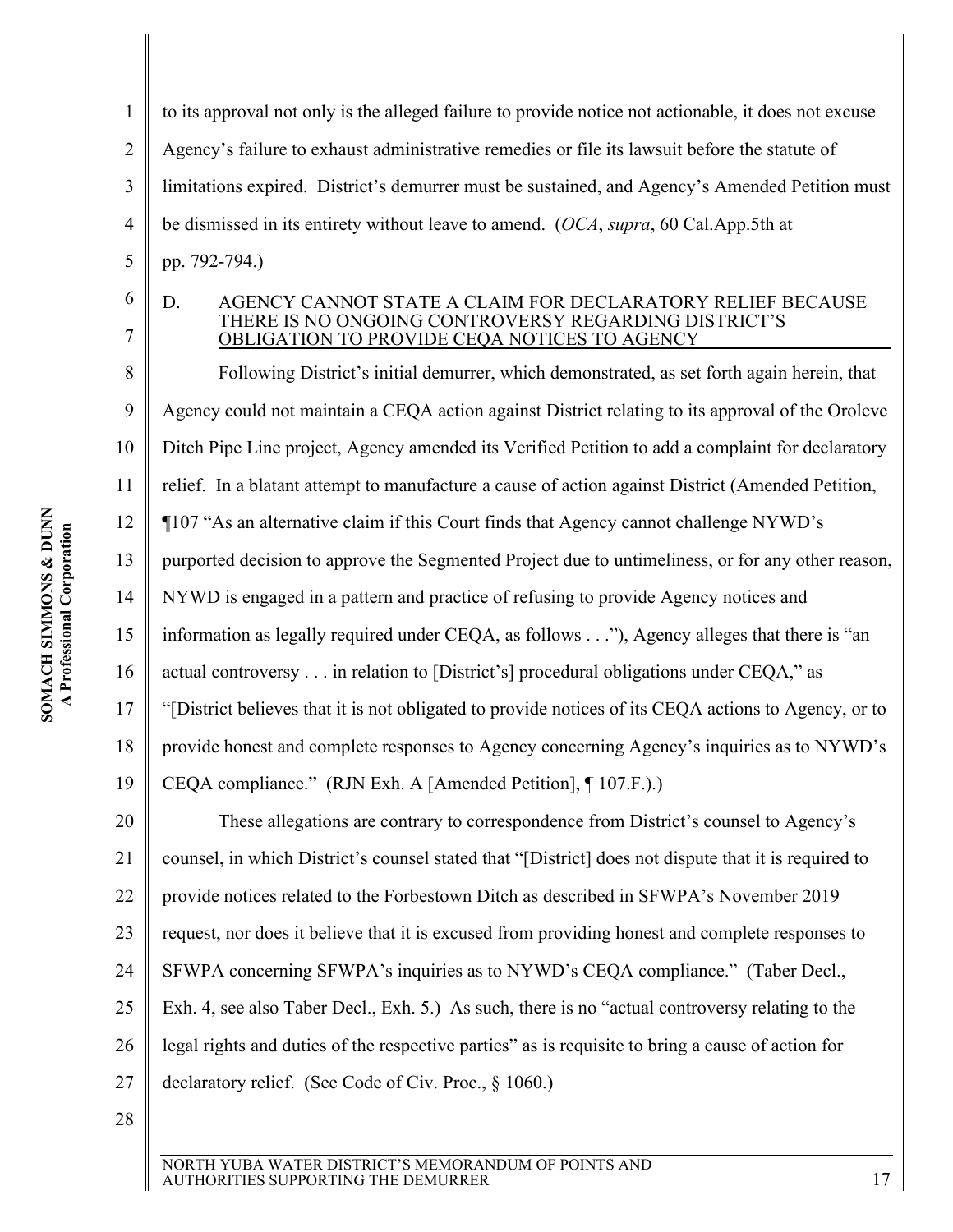to its approval not only is the alleged failure to provide notice not actionable, it does not excuse Agency's failure to exhaust administrative remedies or file its lawsuit before the statute of limitations expired. District's demurrer must be sustained, and Agency's Amended Petition must be dismissed in its entirety without leave to amend. (*OCA*, *supra*, 60 Cal.App.5th at pp. 792-794.)

### D. AGENCY CANNOT STATE A CLAIM FOR DECLARATORY RELIEF BECAUSE THERE IS NO ONGOING CONTROVERSY REGARDING DISTRICT'S OBLIGATION TO PROVIDE CEQA NOTICES TO AGENCY

Following District's initial demurrer, which demonstrated, as set forth again herein, that Agency could not maintain a CEQA action against District relating to its approval of the Oroleve Ditch Pipe Line project, Agency amended its Verified Petition to add a complaint for declaratory relief. In a blatant attempt to manufacture a cause of action against District (Amended Petition, ¶107 "As an alternative claim if this Court finds that Agency cannot challenge NYWD's purported decision to approve the Segmented Project due to untimeliness, or for any other reason, NYWD is engaged in a pattern and practice of refusing to provide Agency notices and information as legally required under CEQA, as follows . . ."), Agency alleges that there is "an actual controversy . . . in relation to [District's] procedural obligations under CEQA," as "[District believes that it is not obligated to provide notices of its CEQA actions to Agency, or to provide honest and complete responses to Agency concerning Agency's inquiries as to NYWD's CEQA compliance." (RJN Exh. A [Amended Petition], ¶ 107.F.).)

These allegations are contrary to correspondence from District's counsel to Agency's counsel, in which District's counsel stated that "[District] does not dispute that it is required to provide notices related to the Forbestown Ditch as described in SFWPA's November 2019 request, nor does it believe that it is excused from providing honest and complete responses to SFWPA concerning SFWPA's inquiries as to NYWD's CEQA compliance." (Taber Decl., Exh. 4, see also Taber Decl., Exh. 5.) As such, there is no "actual controversy relating to the legal rights and duties of the respective parties" as is requisite to bring a cause of action for declaratory relief. (See Code of Civ. Proc., § 1060.)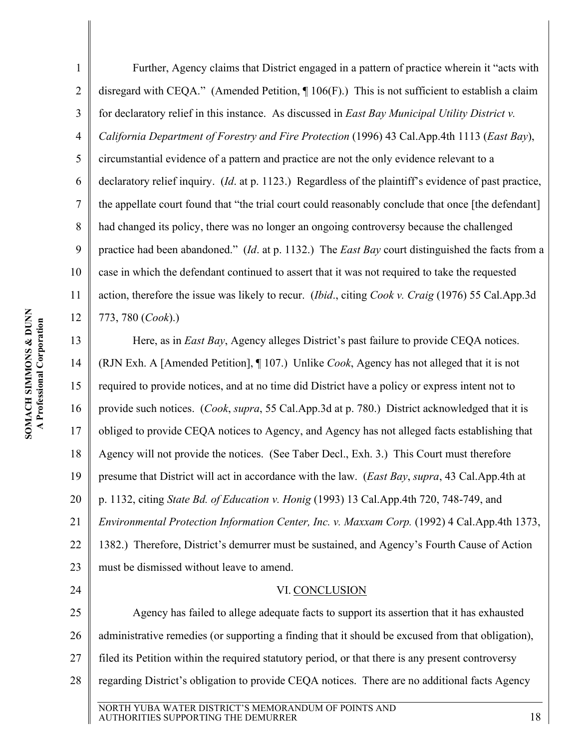Further, Agency claims that District engaged in a pattern of practice wherein it "acts with disregard with CEQA." (Amended Petition, ¶ 106(F).) This is not sufficient to establish a claim for declaratory relief in this instance. As discussed in *East Bay Municipal Utility District v. California Department of Forestry and Fire Protection* (1996) 43 Cal.App.4th 1113 (*East Bay*), circumstantial evidence of a pattern and practice are not the only evidence relevant to a declaratory relief inquiry. (*Id*. at p. 1123.) Regardless of the plaintiff's evidence of past practice, the appellate court found that "the trial court could reasonably conclude that once [the defendant] had changed its policy, there was no longer an ongoing controversy because the challenged practice had been abandoned." (*Id*. at p. 1132.) The *East Bay* court distinguished the facts from a case in which the defendant continued to assert that it was not required to take the requested action, therefore the issue was likely to recur. (*Ibid*., citing *Cook v. Craig* (1976) 55 Cal.App.3d 773, 780 (*Cook*).)

Here, as in *East Bay*, Agency alleges District's past failure to provide CEQA notices. (RJN Exh. A [Amended Petition], ¶ 107.) Unlike *Cook*, Agency has not alleged that it is not required to provide notices, and at no time did District have a policy or express intent not to provide such notices. (*Cook*, *supra*, 55 Cal.App.3d at p. 780.) District acknowledged that it is obliged to provide CEQA notices to Agency, and Agency has not alleged facts establishing that Agency will not provide the notices. (See Taber Decl., Exh. 3.) This Court must therefore presume that District will act in accordance with the law. (*East Bay*, *supra*, 43 Cal.App.4th at p. 1132, citing *State Bd. of Education v. Honig* (1993) 13 Cal.App.4th 720, 748-749, and *Environmental Protection Information Center, Inc. v. Maxxam Corp.* (1992) 4 Cal.App.4th 1373, 1382.) Therefore, District's demurrer must be sustained, and Agency's Fourth Cause of Action must be dismissed without leave to amend.

## VI. CONCLUSION

Agency has failed to allege adequate facts to support its assertion that it has exhausted administrative remedies (or supporting a finding that it should be excused from that obligation), filed its Petition within the required statutory period, or that there is any present controversy regarding District's obligation to provide CEQA notices. There are no additional facts Agency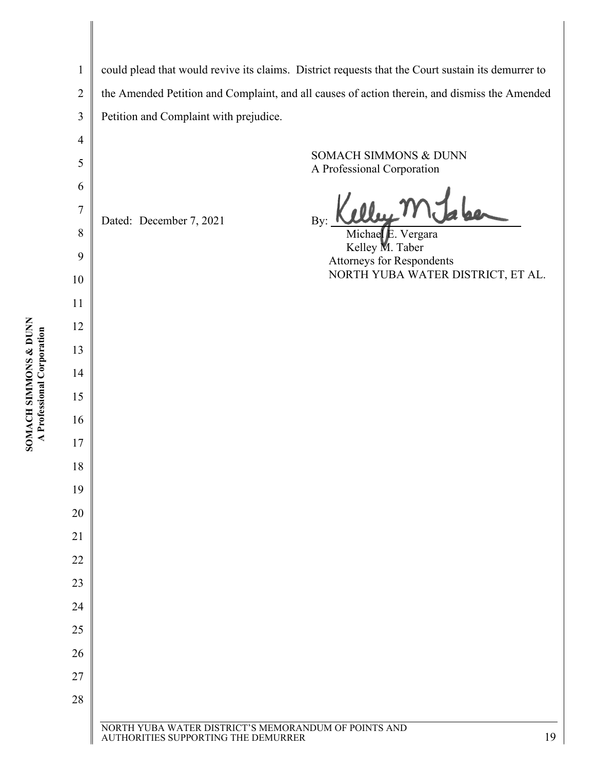could plead that would revive its claims. District requests that the Court sustain its demurrer to the Amended Petition and Complaint, and all causes of action therein, and dismiss the Amended Petition and Complaint with prejudice.

SOMACH SIMMONS & DUNN
A Professional Corporation

Dated: December 7, 2021

By: ______________________________
Michael E. Vergara
Kelley M. Taber
Attorneys for Respondents
NORTH YUBA WATER DISTRICT, ET AL.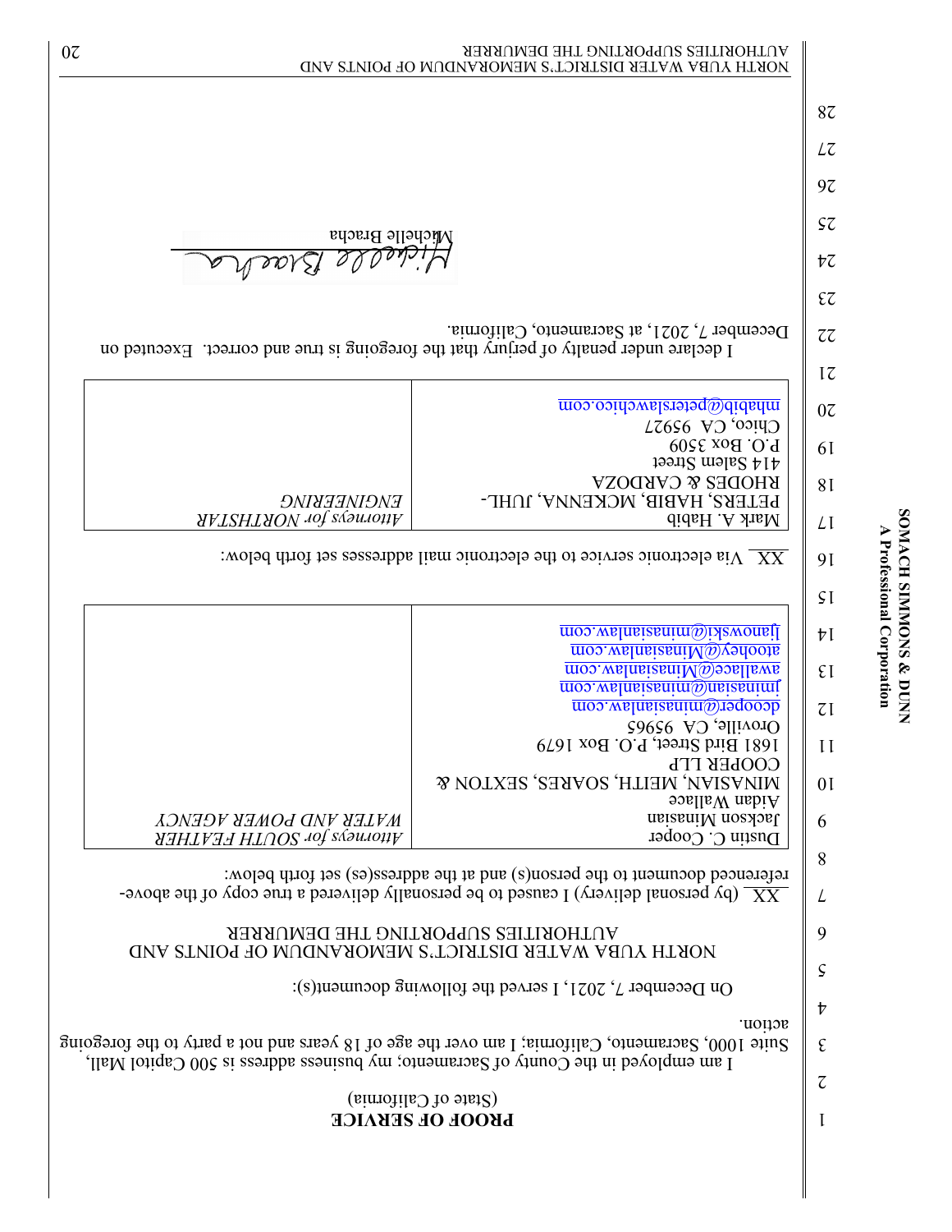# PROOF OF SERVICE

(State of California)

I am employed in the County of Sacramento; my business address is 500 Capitol Mall, Suite 1000, Sacramento, California; I am over the age of 18 years and not a party to the foregoing action.

On December 7, 2021, I served the following document(s):

NORTH YUBA WATER DISTRICT'S MEMORANDUM OF POINTS AND AUTHORITIES SUPPORTING THE DEMURRER

XX (by personal delivery) I caused to be personally delivered a true copy of the above-referenced document to the person(s) and at the address(es) set forth below:

| | |
|---|---|
| Dustin C. Cooper<br>Jackson Minasian<br>Aidan Wallace<br>MINASIAN, MEITH, SOARES, SEXTON & COOPER LLP<br>1681 Bird Street, P.O. Box 1679<br>Oroville, CA 95965<br>dcooper@minasianlaw.com<br>jminasian@minasianlaw.com<br>awallace@Minasianlaw.com<br>atoohey@Minasianlaw.com<br>ljanowski@minasianlaw.com | *Attorneys for SOUTH FEATHER WATER AND POWER AGENCY* |

XX Via electronic service to the electronic mail addresses set forth below:

| | |
|---|---|
| Mark A. Habib<br>PETERS, HABIB, MCKENNA, JUHL-RHODES & CARDOZA<br>414 Salem Street<br>P.O. Box 3509<br>Chico, CA 95927<br>mhabib@peterslawchico.com | *Attorneys for NORTHSTAR ENGINEERING* |

I declare under penalty of perjury that the foregoing is true and correct. Executed on December 7, 2021, at Sacramento, California.

Michelle Bracha